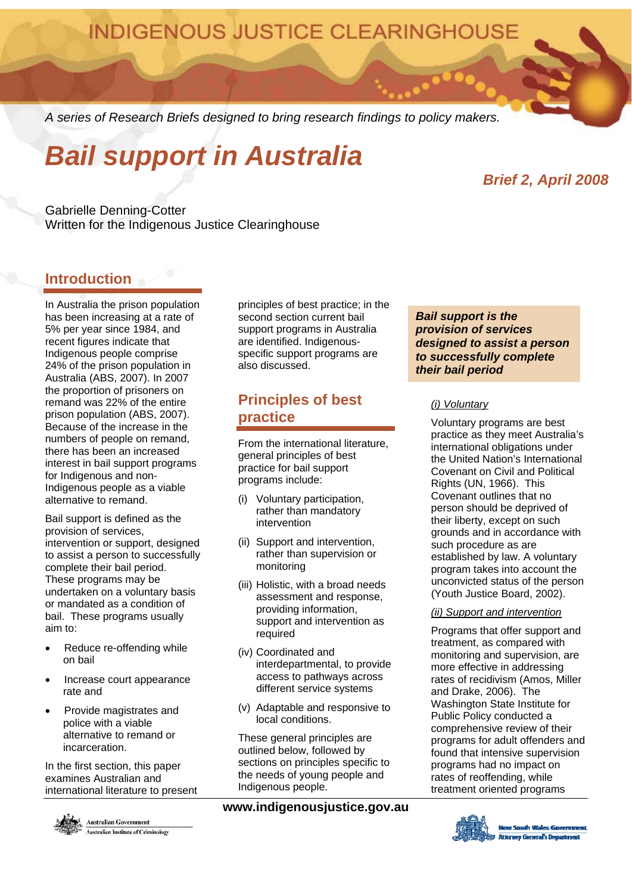INDIGENOUS JUSTICE CLEARINGHOUSE

*A series of Research Briefs designed to bring research findings to policy makers.*

# Bail support in Australia

***Brief 2, April 2008***

Gabrielle Denning-Cotter
Written for the Indigenous Justice Clearinghouse

## Introduction

In Australia the prison population has been increasing at a rate of 5% per year since 1984, and recent figures indicate that Indigenous people comprise 24% of the prison population in Australia (ABS, 2007). In 2007 the proportion of prisoners on remand was 22% of the entire prison population (ABS, 2007). Because of the increase in the numbers of people on remand, there has been an increased interest in bail support programs for Indigenous and non-Indigenous people as a viable alternative to remand.

Bail support is defined as the provision of services, intervention or support, designed to assist a person to successfully complete their bail period. These programs may be undertaken on a voluntary basis or mandated as a condition of bail. These programs usually aim to:

- Reduce re-offending while on bail
- Increase court appearance rate and
- Provide magistrates and police with a viable alternative to remand or incarceration.

In the first section, this paper examines Australian and international literature to present principles of best practice; in the second section current bail support programs in Australia are identified. Indigenous-specific support programs are also discussed.

## Principles of best practice

From the international literature, general principles of best practice for bail support programs include:

(i) Voluntary participation, rather than mandatory intervention

(ii) Support and intervention, rather than supervision or monitoring

(iii) Holistic, with a broad needs assessment and response, providing information, support and intervention as required

(iv) Coordinated and interdepartmental, to provide access to pathways across different service systems

(v) Adaptable and responsive to local conditions.

These general principles are outlined below, followed by sections on principles specific to the needs of young people and Indigenous people.

> ***Bail support is the provision of services designed to assist a person to successfully complete their bail period***

*(i) Voluntary*

Voluntary programs are best practice as they meet Australia's international obligations under the United Nation's International Covenant on Civil and Political Rights (UN, 1966). This Covenant outlines that no person should be deprived of their liberty, except on such grounds and in accordance with such procedure as are established by law. A voluntary program takes into account the unconvicted status of the person (Youth Justice Board, 2002).

*(ii) Support and intervention*

Programs that offer support and treatment, as compared with monitoring and supervision, are more effective in addressing rates of recidivism (Amos, Miller and Drake, 2006). The Washington State Institute for Public Policy conducted a comprehensive review of their programs for adult offenders and found that intensive supervision programs had no impact on rates of reoffending, while treatment oriented programs

**www.indigenousjustice.gov.au**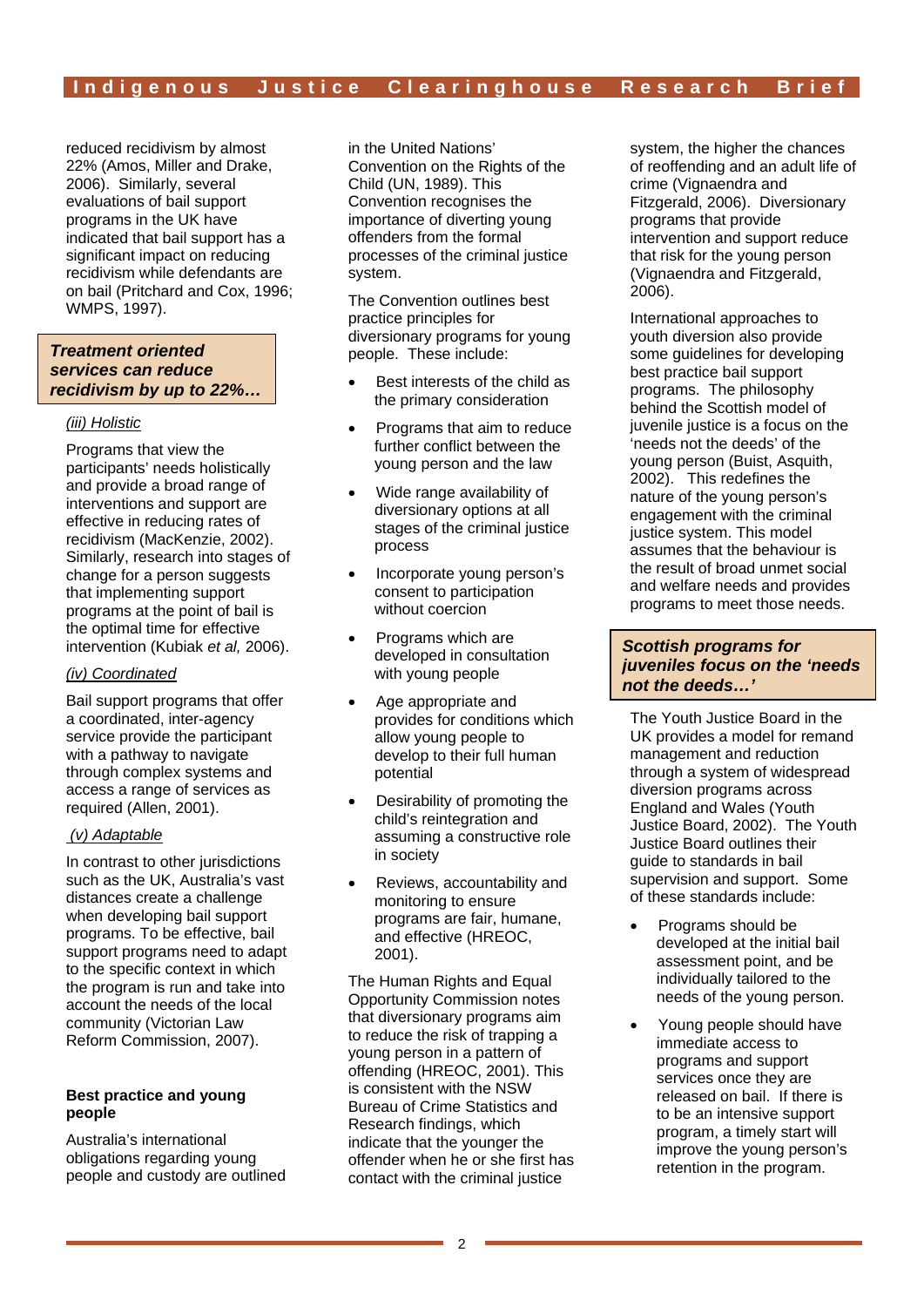reduced recidivism by almost 22% (Amos, Miller and Drake, 2006). Similarly, several evaluations of bail support programs in the UK have indicated that bail support has a significant impact on reducing recidivism while defendants are on bail (Pritchard and Cox, 1996; WMPS, 1997).

> ***Treatment oriented services can reduce recidivism by up to 22%…***

*(iii) Holistic*

Programs that view the participants' needs holistically and provide a broad range of interventions and support are effective in reducing rates of recidivism (MacKenzie, 2002). Similarly, research into stages of change for a person suggests that implementing support programs at the point of bail is the optimal time for effective intervention (Kubiak *et al,* 2006).

*(iv) Coordinated*

Bail support programs that offer a coordinated, inter-agency service provide the participant with a pathway to navigate through complex systems and access a range of services as required (Allen, 2001).

*(v) Adaptable*

In contrast to other jurisdictions such as the UK, Australia's vast distances create a challenge when developing bail support programs. To be effective, bail support programs need to adapt to the specific context in which the program is run and take into account the needs of the local community (Victorian Law Reform Commission, 2007).

**Best practice and young people**

Australia's international obligations regarding young people and custody are outlined in the United Nations' Convention on the Rights of the Child (UN, 1989). This Convention recognises the importance of diverting young offenders from the formal processes of the criminal justice system.

The Convention outlines best practice principles for diversionary programs for young people. These include:

- Best interests of the child as the primary consideration
- Programs that aim to reduce further conflict between the young person and the law
- Wide range availability of diversionary options at all stages of the criminal justice process
- Incorporate young person's consent to participation without coercion
- Programs which are developed in consultation with young people
- Age appropriate and provides for conditions which allow young people to develop to their full human potential
- Desirability of promoting the child's reintegration and assuming a constructive role in society
- Reviews, accountability and monitoring to ensure programs are fair, humane, and effective (HREOC, 2001).

The Human Rights and Equal Opportunity Commission notes that diversionary programs aim to reduce the risk of trapping a young person in a pattern of offending (HREOC, 2001). This is consistent with the NSW Bureau of Crime Statistics and Research findings, which indicate that the younger the offender when he or she first has contact with the criminal justice system, the higher the chances of reoffending and an adult life of crime (Vignaendra and Fitzgerald, 2006). Diversionary programs that provide intervention and support reduce that risk for the young person (Vignaendra and Fitzgerald, 2006).

International approaches to youth diversion also provide some guidelines for developing best practice bail support programs. The philosophy behind the Scottish model of juvenile justice is a focus on the 'needs not the deeds' of the young person (Buist, Asquith, 2002). This redefines the nature of the young person's engagement with the criminal justice system. This model assumes that the behaviour is the result of broad unmet social and welfare needs and provides programs to meet those needs.

> ***Scottish programs for juveniles focus on the 'needs not the deeds…'***

The Youth Justice Board in the UK provides a model for remand management and reduction through a system of widespread diversion programs across England and Wales (Youth Justice Board, 2002). The Youth Justice Board outlines their guide to standards in bail supervision and support. Some of these standards include:

- Programs should be developed at the initial bail assessment point, and be individually tailored to the needs of the young person.
- Young people should have immediate access to programs and support services once they are released on bail. If there is to be an intensive support program, a timely start will improve the young person's retention in the program.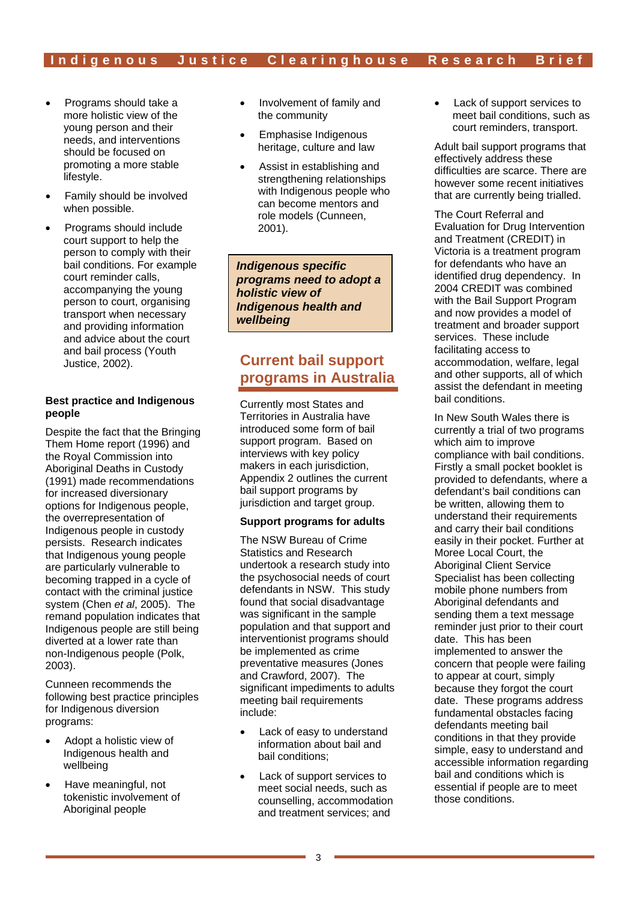- Programs should take a more holistic view of the young person and their needs, and interventions should be focused on promoting a more stable lifestyle.
- Family should be involved when possible.
- Programs should include court support to help the person to comply with their bail conditions. For example court reminder calls, accompanying the young person to court, organising transport when necessary and providing information and advice about the court and bail process (Youth Justice, 2002).

**Best practice and Indigenous people**

Despite the fact that the Bringing Them Home report (1996) and the Royal Commission into Aboriginal Deaths in Custody (1991) made recommendations for increased diversionary options for Indigenous people, the overrepresentation of Indigenous people in custody persists. Research indicates that Indigenous young people are particularly vulnerable to becoming trapped in a cycle of contact with the criminal justice system (Chen *et al*, 2005). The remand population indicates that Indigenous people are still being diverted at a lower rate than non-Indigenous people (Polk, 2003).

Cunneen recommends the following best practice principles for Indigenous diversion programs:

- Adopt a holistic view of Indigenous health and wellbeing
- Have meaningful, not tokenistic involvement of Aboriginal people
- Involvement of family and the community
- Emphasise Indigenous heritage, culture and law
- Assist in establishing and strengthening relationships with Indigenous people who can become mentors and role models (Cunneen, 2001).

> ***Indigenous specific programs need to adopt a holistic view of Indigenous health and wellbeing***

## Current bail support programs in Australia

Currently most States and Territories in Australia have introduced some form of bail support program. Based on interviews with key policy makers in each jurisdiction, Appendix 2 outlines the current bail support programs by jurisdiction and target group.

**Support programs for adults**

The NSW Bureau of Crime Statistics and Research undertook a research study into the psychosocial needs of court defendants in NSW. This study found that social disadvantage was significant in the sample population and that support and interventionist programs should be implemented as crime preventative measures (Jones and Crawford, 2007). The significant impediments to adults meeting bail requirements include:

- Lack of easy to understand information about bail and bail conditions;
- Lack of support services to meet social needs, such as counselling, accommodation and treatment services; and
- Lack of support services to meet bail conditions, such as court reminders, transport.

Adult bail support programs that effectively address these difficulties are scarce. There are however some recent initiatives that are currently being trialled.

The Court Referral and Evaluation for Drug Intervention and Treatment (CREDIT) in Victoria is a treatment program for defendants who have an identified drug dependency. In 2004 CREDIT was combined with the Bail Support Program and now provides a model of treatment and broader support services. These include facilitating access to accommodation, welfare, legal and other supports, all of which assist the defendant in meeting bail conditions.

In New South Wales there is currently a trial of two programs which aim to improve compliance with bail conditions. Firstly a small pocket booklet is provided to defendants, where a defendant's bail conditions can be written, allowing them to understand their requirements and carry their bail conditions easily in their pocket. Further at Moree Local Court, the Aboriginal Client Service Specialist has been collecting mobile phone numbers from Aboriginal defendants and sending them a text message reminder just prior to their court date. This has been implemented to answer the concern that people were failing to appear at court, simply because they forgot the court date. These programs address fundamental obstacles facing defendants meeting bail conditions in that they provide simple, easy to understand and accessible information regarding bail and conditions which is essential if people are to meet those conditions.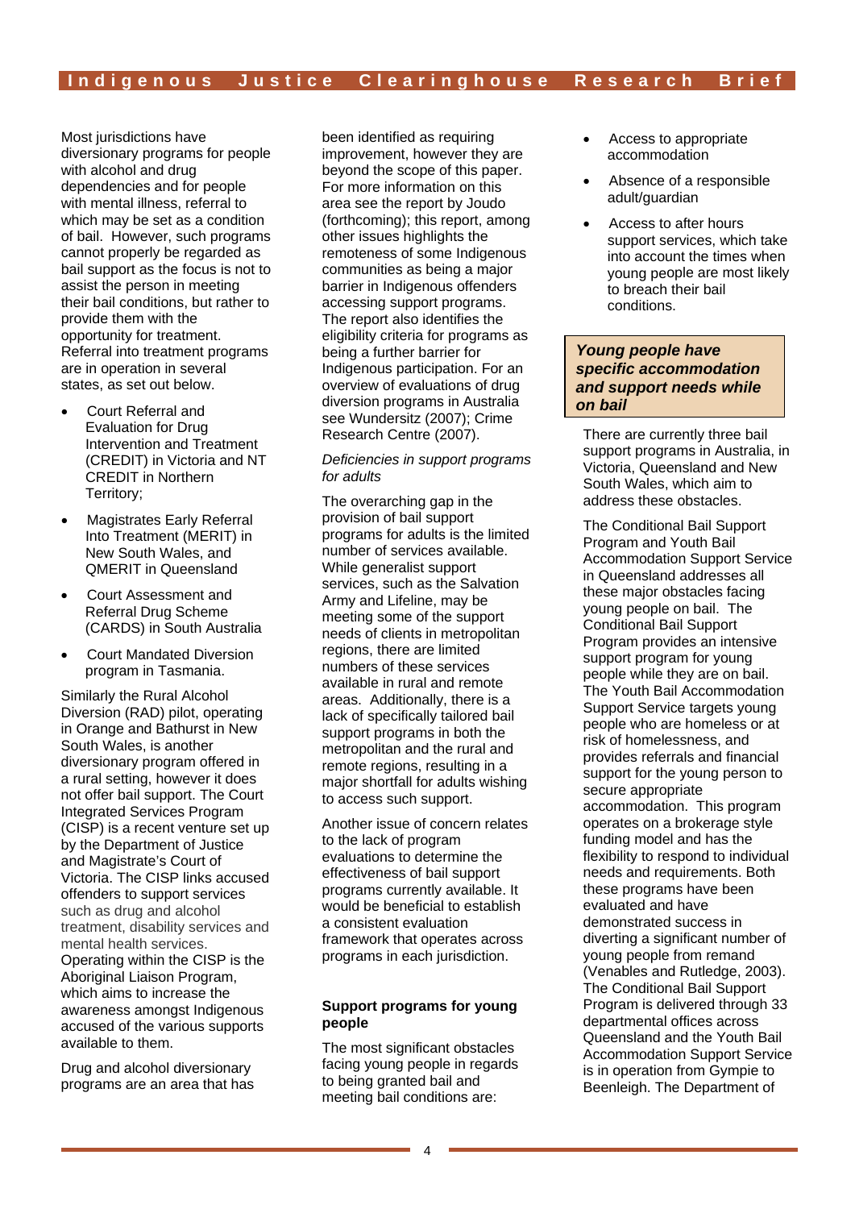Most jurisdictions have diversionary programs for people with alcohol and drug dependencies and for people with mental illness, referral to which may be set as a condition of bail. However, such programs cannot properly be regarded as bail support as the focus is not to assist the person in meeting their bail conditions, but rather to provide them with the opportunity for treatment. Referral into treatment programs are in operation in several states, as set out below.

- Court Referral and Evaluation for Drug Intervention and Treatment (CREDIT) in Victoria and NT CREDIT in Northern Territory;
- Magistrates Early Referral Into Treatment (MERIT) in New South Wales, and QMERIT in Queensland
- Court Assessment and Referral Drug Scheme (CARDS) in South Australia
- Court Mandated Diversion program in Tasmania.

Similarly the Rural Alcohol Diversion (RAD) pilot, operating in Orange and Bathurst in New South Wales, is another diversionary program offered in a rural setting, however it does not offer bail support. The Court Integrated Services Program (CISP) is a recent venture set up by the Department of Justice and Magistrate's Court of Victoria. The CISP links accused offenders to support services such as drug and alcohol treatment, disability services and mental health services. Operating within the CISP is the Aboriginal Liaison Program, which aims to increase the awareness amongst Indigenous accused of the various supports available to them.

Drug and alcohol diversionary programs are an area that has been identified as requiring improvement, however they are beyond the scope of this paper. For more information on this area see the report by Joudo (forthcoming); this report, among other issues highlights the remoteness of some Indigenous communities as being a major barrier in Indigenous offenders accessing support programs. The report also identifies the eligibility criteria for programs as being a further barrier for Indigenous participation. For an overview of evaluations of drug diversion programs in Australia see Wundersitz (2007); Crime Research Centre (2007).

*Deficiencies in support programs for adults*

The overarching gap in the provision of bail support programs for adults is the limited number of services available. While generalist support services, such as the Salvation Army and Lifeline, may be meeting some of the support needs of clients in metropolitan regions, there are limited numbers of these services available in rural and remote areas. Additionally, there is a lack of specifically tailored bail support programs in both the metropolitan and the rural and remote regions, resulting in a major shortfall for adults wishing to access such support.

Another issue of concern relates to the lack of program evaluations to determine the effectiveness of bail support programs currently available. It would be beneficial to establish a consistent evaluation framework that operates across programs in each jurisdiction.

**Support programs for young people**

The most significant obstacles facing young people in regards to being granted bail and meeting bail conditions are:

- Access to appropriate accommodation
- Absence of a responsible adult/guardian
- Access to after hours support services, which take into account the times when young people are most likely to breach their bail conditions.

***Young people have specific accommodation and support needs while on bail***

There are currently three bail support programs in Australia, in Victoria, Queensland and New South Wales, which aim to address these obstacles.

The Conditional Bail Support Program and Youth Bail Accommodation Support Service in Queensland addresses all these major obstacles facing young people on bail. The Conditional Bail Support Program provides an intensive support program for young people while they are on bail. The Youth Bail Accommodation Support Service targets young people who are homeless or at risk of homelessness, and provides referrals and financial support for the young person to secure appropriate accommodation. This program operates on a brokerage style funding model and has the flexibility to respond to individual needs and requirements. Both these programs have been evaluated and have demonstrated success in diverting a significant number of young people from remand (Venables and Rutledge, 2003). The Conditional Bail Support Program is delivered through 33 departmental offices across Queensland and the Youth Bail Accommodation Support Service is in operation from Gympie to Beenleigh. The Department of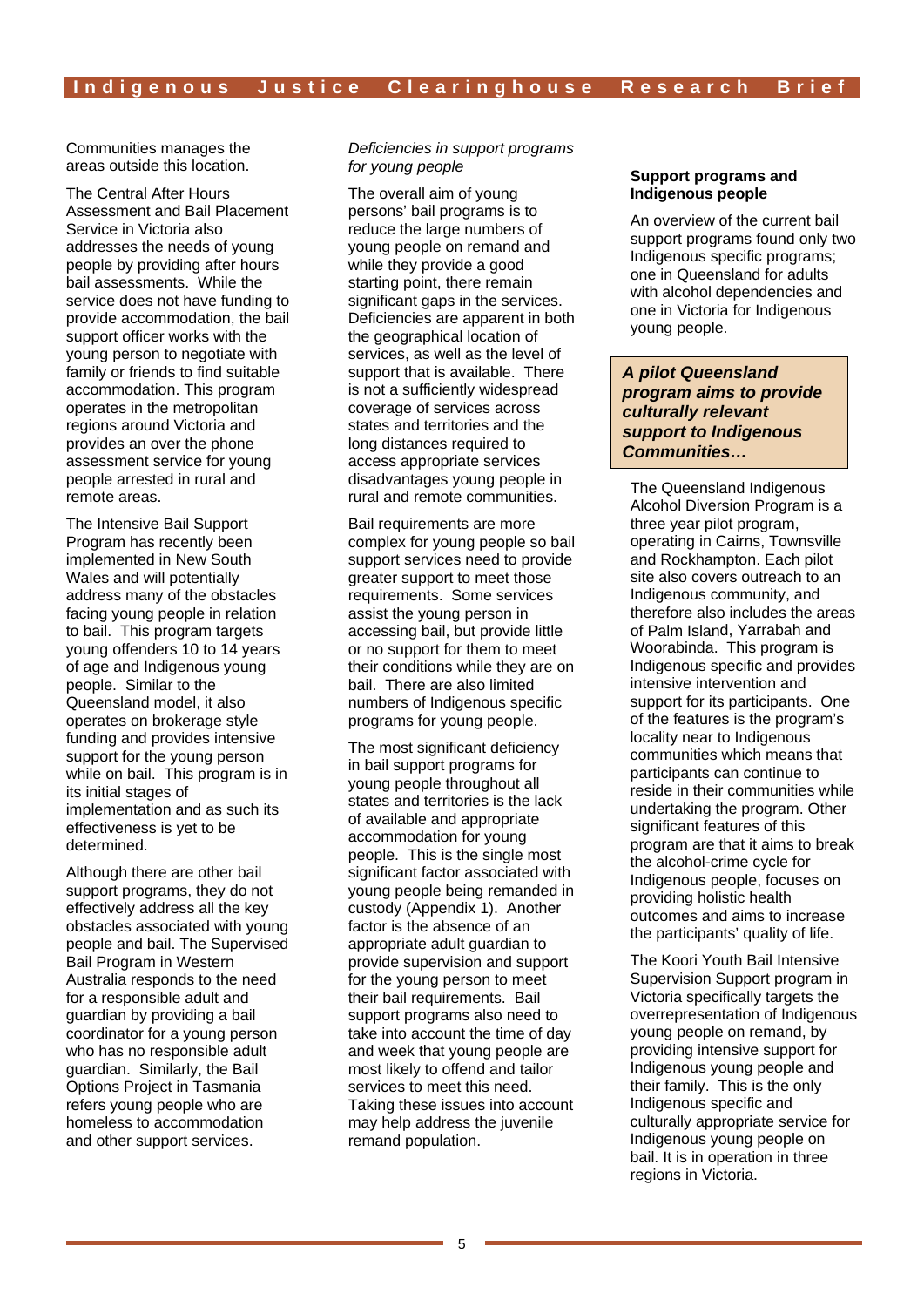Communities manages the areas outside this location.

The Central After Hours Assessment and Bail Placement Service in Victoria also addresses the needs of young people by providing after hours bail assessments. While the service does not have funding to provide accommodation, the bail support officer works with the young person to negotiate with family or friends to find suitable accommodation. This program operates in the metropolitan regions around Victoria and provides an over the phone assessment service for young people arrested in rural and remote areas.

The Intensive Bail Support Program has recently been implemented in New South Wales and will potentially address many of the obstacles facing young people in relation to bail. This program targets young offenders 10 to 14 years of age and Indigenous young people. Similar to the Queensland model, it also operates on brokerage style funding and provides intensive support for the young person while on bail. This program is in its initial stages of implementation and as such its effectiveness is yet to be determined.

Although there are other bail support programs, they do not effectively address all the key obstacles associated with young people and bail. The Supervised Bail Program in Western Australia responds to the need for a responsible adult and guardian by providing a bail coordinator for a young person who has no responsible adult guardian. Similarly, the Bail Options Project in Tasmania refers young people who are homeless to accommodation and other support services.

*Deficiencies in support programs for young people*

The overall aim of young persons' bail programs is to reduce the large numbers of young people on remand and while they provide a good starting point, there remain significant gaps in the services. Deficiencies are apparent in both the geographical location of services, as well as the level of support that is available. There is not a sufficiently widespread coverage of services across states and territories and the long distances required to access appropriate services disadvantages young people in rural and remote communities.

Bail requirements are more complex for young people so bail support services need to provide greater support to meet those requirements. Some services assist the young person in accessing bail, but provide little or no support for them to meet their conditions while they are on bail. There are also limited numbers of Indigenous specific programs for young people.

The most significant deficiency in bail support programs for young people throughout all states and territories is the lack of available and appropriate accommodation for young people. This is the single most significant factor associated with young people being remanded in custody (Appendix 1). Another factor is the absence of an appropriate adult guardian to provide supervision and support for the young person to meet their bail requirements. Bail support programs also need to take into account the time of day and week that young people are most likely to offend and tailor services to meet this need. Taking these issues into account may help address the juvenile remand population.

**Support programs and Indigenous people**

An overview of the current bail support programs found only two Indigenous specific programs; one in Queensland for adults with alcohol dependencies and one in Victoria for Indigenous young people.

> ***A pilot Queensland program aims to provide culturally relevant support to Indigenous Communities…***

The Queensland Indigenous Alcohol Diversion Program is a three year pilot program, operating in Cairns, Townsville and Rockhampton. Each pilot site also covers outreach to an Indigenous community, and therefore also includes the areas of Palm Island, Yarrabah and Woorabinda. This program is Indigenous specific and provides intensive intervention and support for its participants. One of the features is the program's locality near to Indigenous communities which means that participants can continue to reside in their communities while undertaking the program. Other significant features of this program are that it aims to break the alcohol-crime cycle for Indigenous people, focuses on providing holistic health outcomes and aims to increase the participants' quality of life.

The Koori Youth Bail Intensive Supervision Support program in Victoria specifically targets the overrepresentation of Indigenous young people on remand, by providing intensive support for Indigenous young people and their family. This is the only Indigenous specific and culturally appropriate service for Indigenous young people on bail. It is in operation in three regions in Victoria.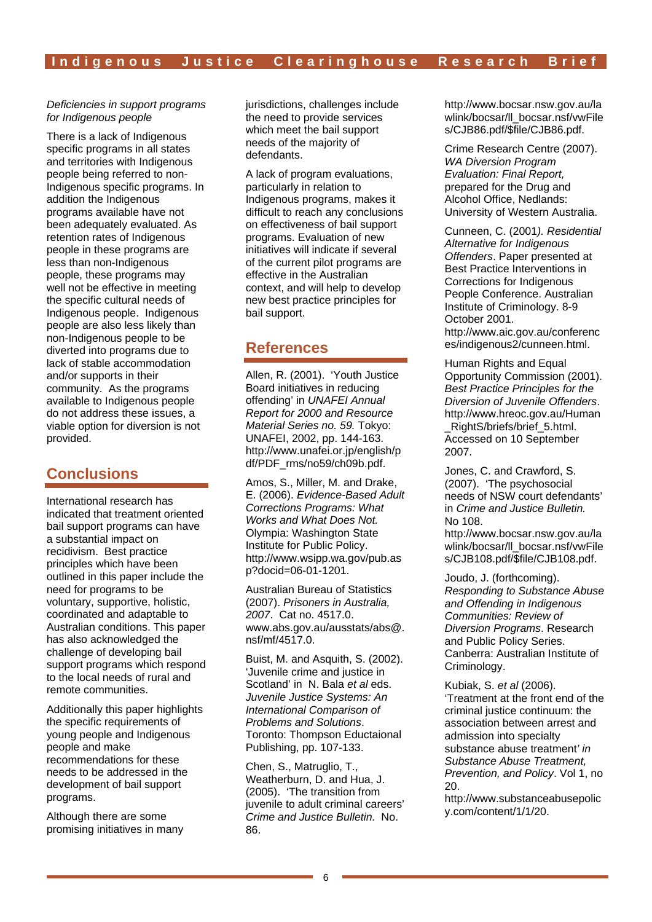*Deficiencies in support programs for Indigenous people*

There is a lack of Indigenous specific programs in all states and territories with Indigenous people being referred to non-Indigenous specific programs. In addition the Indigenous programs available have not been adequately evaluated. As retention rates of Indigenous people in these programs are less than non-Indigenous people, these programs may well not be effective in meeting the specific cultural needs of Indigenous people. Indigenous people are also less likely than non-Indigenous people to be diverted into programs due to lack of stable accommodation and/or supports in their community. As the programs available to Indigenous people do not address these issues, a viable option for diversion is not provided.

## Conclusions

International research has indicated that treatment oriented bail support programs can have a substantial impact on recidivism. Best practice principles which have been outlined in this paper include the need for programs to be voluntary, supportive, holistic, coordinated and adaptable to Australian conditions. This paper has also acknowledged the challenge of developing bail support programs which respond to the local needs of rural and remote communities.

Additionally this paper highlights the specific requirements of young people and Indigenous people and make recommendations for these needs to be addressed in the development of bail support programs.

Although there are some promising initiatives in many jurisdictions, challenges include the need to provide services which meet the bail support needs of the majority of defendants.

A lack of program evaluations, particularly in relation to Indigenous programs, makes it difficult to reach any conclusions on effectiveness of bail support programs. Evaluation of new initiatives will indicate if several of the current pilot programs are effective in the Australian context, and will help to develop new best practice principles for bail support.

## References

Allen, R. (2001). 'Youth Justice Board initiatives in reducing offending' in *UNAFEI Annual Report for 2000 and Resource Material Series no. 59.* Tokyo: UNAFEI, 2002, pp. 144-163. http://www.unafei.or.jp/english/pdf/PDF_rms/no59/ch09b.pdf.

Amos, S., Miller, M. and Drake, E. (2006). *Evidence-Based Adult Corrections Programs: What Works and What Does Not.* Olympia: Washington State Institute for Public Policy. http://www.wsipp.wa.gov/pub.asp?docid=06-01-1201.

Australian Bureau of Statistics (2007). *Prisoners in Australia, 2007*. Cat no. 4517.0. www.abs.gov.au/ausstats/abs@.nsf/mf/4517.0.

Buist, M. and Asquith, S. (2002). 'Juvenile crime and justice in Scotland' in N. Bala *et al* eds. *Juvenile Justice Systems: An International Comparison of Problems and Solutions*. Toronto: Thompson Eductaional Publishing, pp. 107-133.

Chen, S., Matruglio, T., Weatherburn, D. and Hua, J. (2005). 'The transition from juvenile to adult criminal careers' *Crime and Justice Bulletin.* No. 86. http://www.bocsar.nsw.gov.au/lawlink/bocsar/ll_bocsar.nsf/vwFiles/CJB86.pdf/$file/CJB86.pdf.

Crime Research Centre (2007). *WA Diversion Program Evaluation: Final Report,* prepared for the Drug and Alcohol Office, Nedlands: University of Western Australia.

Cunneen, C. (2001*). Residential Alternative for Indigenous Offenders*. Paper presented at Best Practice Interventions in Corrections for Indigenous People Conference. Australian Institute of Criminology. 8-9 October 2001. http://www.aic.gov.au/conferences/indigenous2/cunneen.html.

Human Rights and Equal Opportunity Commission (2001). *Best Practice Principles for the Diversion of Juvenile Offenders*. http://www.hreoc.gov.au/Human_RightS/briefs/brief_5.html. Accessed on 10 September 2007.

Jones, C. and Crawford, S. (2007). 'The psychosocial needs of NSW court defendants' in *Crime and Justice Bulletin.* No 108. http://www.bocsar.nsw.gov.au/lawlink/bocsar/ll_bocsar.nsf/vwFiles/CJB108.pdf/$file/CJB108.pdf.

Joudo, J. (forthcoming). *Responding to Substance Abuse and Offending in Indigenous Communities: Review of Diversion Programs*. Research and Public Policy Series. Canberra: Australian Institute of Criminology.

Kubiak, S. *et al* (2006). 'Treatment at the front end of the criminal justice continuum: the association between arrest and admission into specialty substance abuse treatment*' in Substance Abuse Treatment, Prevention, and Policy*. Vol 1, no 20. http://www.substanceabusepolicy.com/content/1/1/20.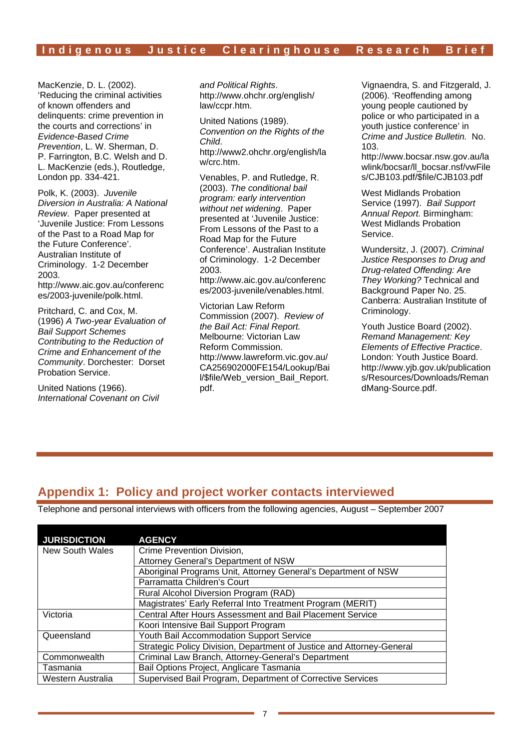MacKenzie, D. L. (2002). 'Reducing the criminal activities of known offenders and delinquents: crime prevention in the courts and corrections' in *Evidence-Based Crime Prevention*, L. W. Sherman, D. P. Farrington, B.C. Welsh and D. L. MacKenzie (eds.), Routledge, London pp. 334-421.

Polk, K. (2003). *Juvenile Diversion in Australia: A National Review*. Paper presented at 'Juvenile Justice: From Lessons of the Past to a Road Map for the Future Conference'. Australian Institute of Criminology. 1-2 December 2003. http://www.aic.gov.au/conferences/2003-juvenile/polk.html.

Pritchard, C. and Cox, M. (1996) *A Two-year Evaluation of Bail Support Schemes Contributing to the Reduction of Crime and Enhancement of the Community*. Dorchester: Dorset Probation Service.

United Nations (1966). *International Covenant on Civil and Political Rights*. http://www.ohchr.org/english/law/ccpr.htm.

United Nations (1989). *Convention on the Rights of the Child*. http://www2.ohchr.org/english/law/crc.htm.

Venables, P. and Rutledge, R. (2003). *The conditional bail program: early intervention without net widening*. Paper presented at 'Juvenile Justice: From Lessons of the Past to a Road Map for the Future Conference'. Australian Institute of Criminology. 1-2 December 2003. http://www.aic.gov.au/conferences/2003-juvenile/venables.html.

Victorian Law Reform Commission (2007). *Review of the Bail Act: Final Report.* Melbourne: Victorian Law Reform Commission. http://www.lawreform.vic.gov.au/CA256902000FE154/Lookup/Bail/$file/Web_version_Bail_Report.pdf.

Vignaendra, S. and Fitzgerald, J. (2006). 'Reoffending among young people cautioned by police or who participated in a youth justice conference' in *Crime and Justice Bulletin.* No. 103. http://www.bocsar.nsw.gov.au/lawlink/bocsar/ll_bocsar.nsf/vwFiles/CJB103.pdf/$file/CJB103.pdf

West Midlands Probation Service (1997). *Bail Support Annual Report.* Birmingham: West Midlands Probation Service.

Wundersitz, J. (2007). *Criminal Justice Responses to Drug and Drug-related Offending: Are They Working?* Technical and Background Paper No. 25. Canberra: Australian Institute of Criminology.

Youth Justice Board (2002). *Remand Management: Key Elements of Effective Practice*. London: Youth Justice Board. http://www.yjb.gov.uk/publications/Resources/Downloads/RemandMang-Source.pdf.

## Appendix 1: Policy and project worker contacts interviewed

Telephone and personal interviews with officers from the following agencies, August – September 2007

| JURISDICTION | AGENCY |
|---|---|
| New South Wales | Crime Prevention Division, Attorney General's Department of NSW |
| | Aboriginal Programs Unit, Attorney General's Department of NSW |
| | Parramatta Children's Court |
| | Rural Alcohol Diversion Program (RAD) |
| | Magistrates' Early Referral Into Treatment Program (MERIT) |
| Victoria | Central After Hours Assessment and Bail Placement Service |
| | Koori Intensive Bail Support Program |
| Queensland | Youth Bail Accommodation Support Service |
| | Strategic Policy Division, Department of Justice and Attorney-General |
| Commonwealth | Criminal Law Branch, Attorney-General's Department |
| Tasmania | Bail Options Project, Anglicare Tasmania |
| Western Australia | Supervised Bail Program, Department of Corrective Services |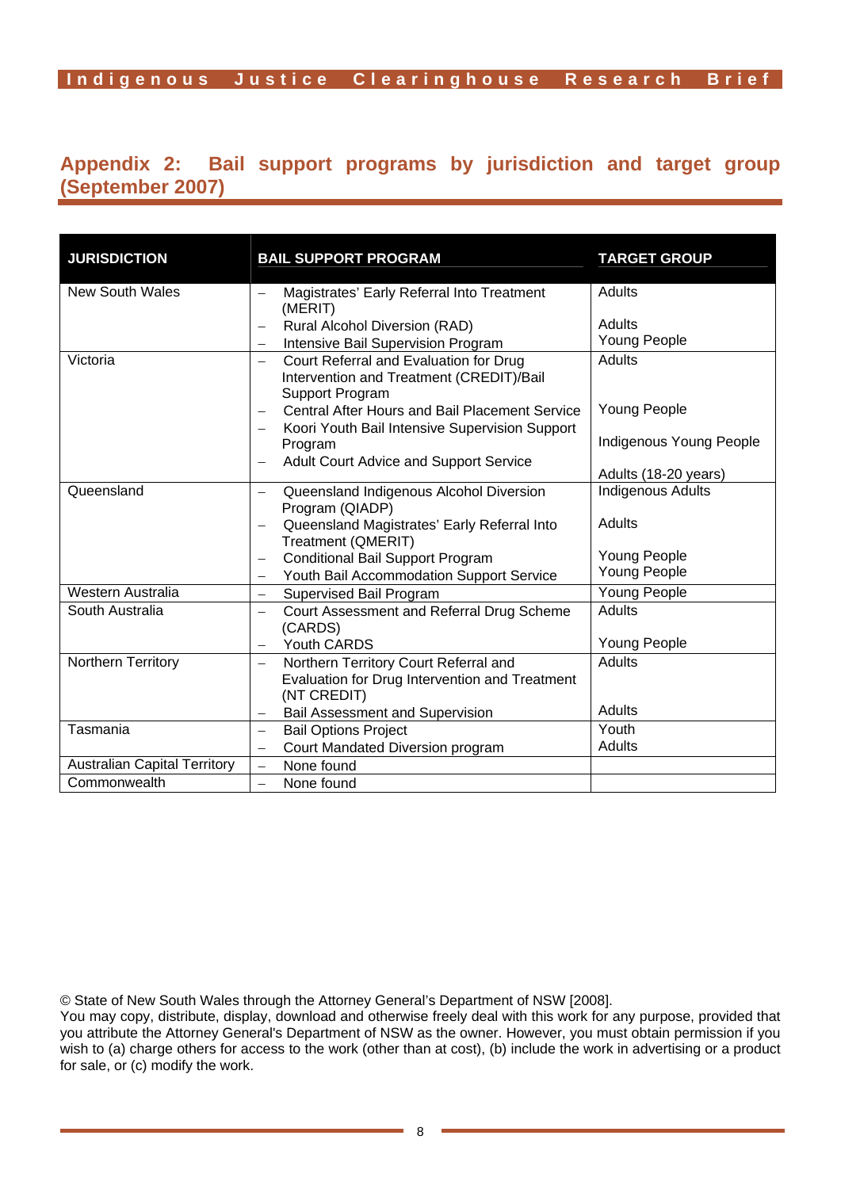## Appendix 2: Bail support programs by jurisdiction and target group (September 2007)

| JURISDICTION | BAIL SUPPORT PROGRAM | TARGET GROUP |
|---|---|---|
| New South Wales | – Magistrates' Early Referral Into Treatment (MERIT) | Adults |
| | – Rural Alcohol Diversion (RAD) | Adults |
| | – Intensive Bail Supervision Program | Young People |
| Victoria | – Court Referral and Evaluation for Drug Intervention and Treatment (CREDIT)/Bail Support Program | Adults |
| | – Central After Hours and Bail Placement Service | Young People |
| | – Koori Youth Bail Intensive Supervision Support Program | Indigenous Young People |
| | – Adult Court Advice and Support Service | Adults (18-20 years) |
| Queensland | – Queensland Indigenous Alcohol Diversion Program (QIADP) | Indigenous Adults |
| | – Queensland Magistrates' Early Referral Into Treatment (QMERIT) | Adults |
| | – Conditional Bail Support Program | Young People |
| | – Youth Bail Accommodation Support Service | Young People |
| Western Australia | – Supervised Bail Program | Young People |
| South Australia | – Court Assessment and Referral Drug Scheme (CARDS) | Adults |
| | – Youth CARDS | Young People |
| Northern Territory | – Northern Territory Court Referral and Evaluation for Drug Intervention and Treatment (NT CREDIT) | Adults |
| | – Bail Assessment and Supervision | Adults |
| Tasmania | – Bail Options Project | Youth |
| | – Court Mandated Diversion program | Adults |
| Australian Capital Territory | – None found | |
| Commonwealth | – None found | |

© State of New South Wales through the Attorney General's Department of NSW [2008].
You may copy, distribute, display, download and otherwise freely deal with this work for any purpose, provided that you attribute the Attorney General's Department of NSW as the owner. However, you must obtain permission if you wish to (a) charge others for access to the work (other than at cost), (b) include the work in advertising or a product for sale, or (c) modify the work.